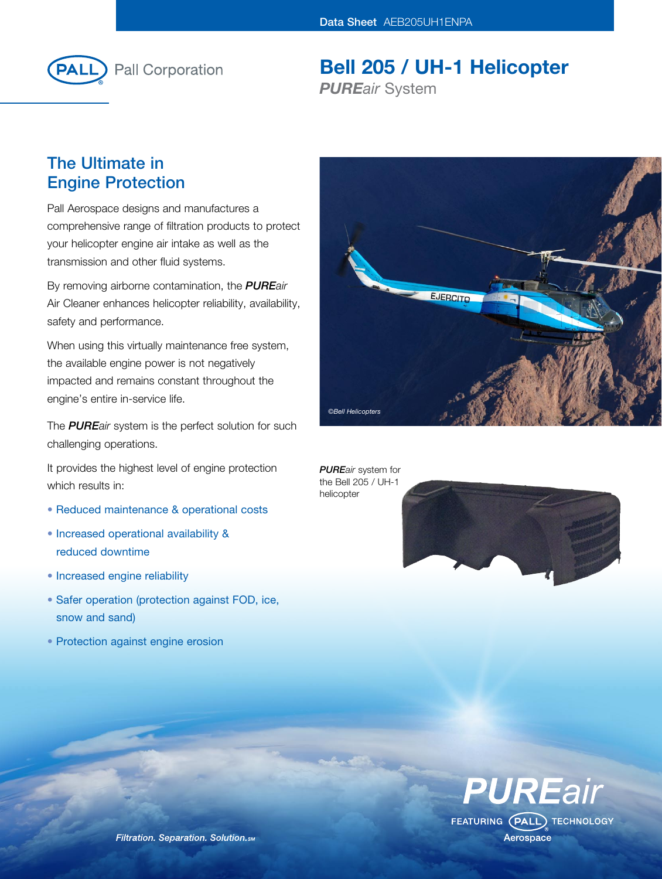Data Sheet AEB205UH1ENPA

Pall Corporation

# Bell 205 / UH-1 Helicopter

***PURE**air* System

## The Ultimate in Engine Protection

Pall Aerospace designs and manufactures a comprehensive range of filtration products to protect your helicopter engine air intake as well as the transmission and other fluid systems.

By removing airborne contamination, the ***PURE**air* Air Cleaner enhances helicopter reliability, availability, safety and performance.

When using this virtually maintenance free system, the available engine power is not negatively impacted and remains constant throughout the engine's entire in-service life.

The ***PURE**air* system is the perfect solution for such challenging operations.

It provides the highest level of engine protection which results in:

- Reduced maintenance & operational costs
- Increased operational availability & reduced downtime
- Increased engine reliability
- Safer operation (protection against FOD, ice, snow and sand)
- Protection against engine erosion

©Bell Helicopters

***PURE**air* system for the Bell 205 / UH-1 helicopter

*Filtration. Separation. Solution.SM*

***PURE**air* FEATURING PALL TECHNOLOGY Aerospace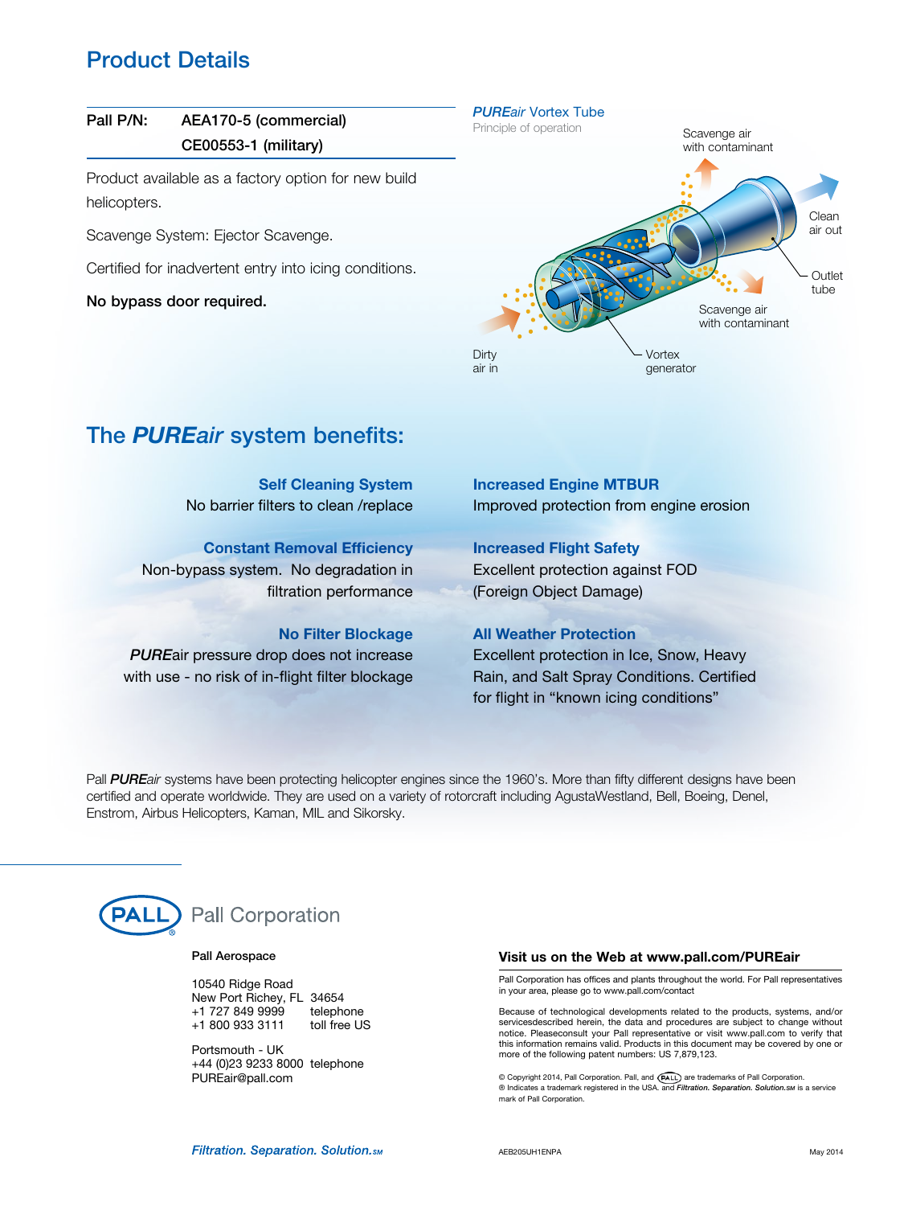## Product Details

| | |
|---|---|
| Pall P/N: | AEA170-5 (commercial) |
| | CE00553-1 (military) |

Product available as a factory option for new build helicopters.

Scavenge System: Ejector Scavenge.

Certified for inadvertent entry into icing conditions.

**No bypass door required.**

***PUREair*** **Vortex Tube**
Principle of operation

Scavenge air with contaminant

Clean air out

Outlet tube

Scavenge air with contaminant

Dirty air in

Vortex generator

## The *PUREair* system benefits:

**Self Cleaning System**
No barrier filters to clean /replace

**Constant Removal Efficiency**
Non-bypass system. No degradation in filtration performance

**No Filter Blockage**
***PURE***air pressure drop does not increase with use - no risk of in-flight filter blockage

**Increased Engine MTBUR**
Improved protection from engine erosion

**Increased Flight Safety**
Excellent protection against FOD (Foreign Object Damage)

**All Weather Protection**
Excellent protection in Ice, Snow, Heavy Rain, and Salt Spray Conditions. Certified for flight in "known icing conditions"

Pall ***PURE****air* systems have been protecting helicopter engines since the 1960's. More than fifty different designs have been certified and operate worldwide. They are used on a variety of rotorcraft including AgustaWestland, Bell, Boeing, Denel, Enstrom, Airbus Helicopters, Kaman, MIL and Sikorsky.

PALL® Pall Corporation

Pall Aerospace

10540 Ridge Road
New Port Richey, FL 34654
+1 727 849 9999 telephone
+1 800 933 3111 toll free US

Portsmouth - UK
+44 (0)23 9233 8000 telephone
PUREair@pall.com

**Visit us on the Web at www.pall.com/PUREair**

Pall Corporation has offices and plants throughout the world. For Pall representatives in your area, please go to www.pall.com/contact

Because of technological developments related to the products, systems, and/or servicesdescribed herein, the data and procedures are subject to change without notice. Pleaseconsult your Pall representative or visit www.pall.com to verify that this information remains valid. Products in this document may be covered by one or more of the following patent numbers: US 7,879,123.

© Copyright 2014, Pall Corporation. Pall, and PALL are trademarks of Pall Corporation.
® Indicates a trademark registered in the USA. and ***Filtration. Separation. Solution.SM*** is a service mark of Pall Corporation.

***Filtration. Separation. Solution.SM***

AEB205UH1ENPA

May 2014